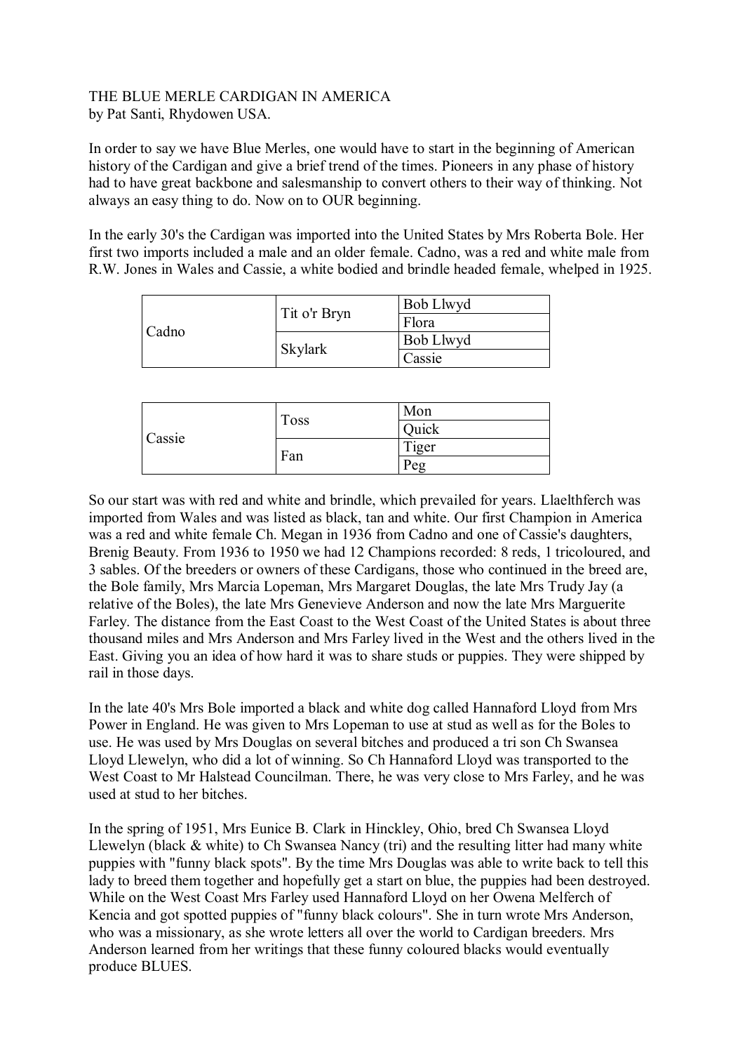THE BLUE MERLE CARDIGAN IN AMERICA
by Pat Santi, Rhydowen USA.

In order to say we have Blue Merles, one would have to start in the beginning of American history of the Cardigan and give a brief trend of the times. Pioneers in any phase of history had to have great backbone and salesmanship to convert others to their way of thinking. Not always an easy thing to do. Now on to OUR beginning.

In the early 30's the Cardigan was imported into the United States by Mrs Roberta Bole. Her first two imports included a male and an older female. Cadno, was a red and white male from R.W. Jones in Wales and Cassie, a white bodied and brindle headed female, whelped in 1925.

| | | |
|---|---|---|
| Cadno | Tit o'r Bryn | Bob Llwyd |
| | | Flora |
| | Skylark | Bob Llwyd |
| | | Cassie |

| | | |
|---|---|---|
| Cassie | Toss | Mon |
| | | Quick |
| | Fan | Tiger |
| | | Peg |

So our start was with red and white and brindle, which prevailed for years. Llaelthferch was imported from Wales and was listed as black, tan and white. Our first Champion in America was a red and white female Ch. Megan in 1936 from Cadno and one of Cassie's daughters, Brenig Beauty. From 1936 to 1950 we had 12 Champions recorded: 8 reds, 1 tricoloured, and 3 sables. Of the breeders or owners of these Cardigans, those who continued in the breed are, the Bole family, Mrs Marcia Lopeman, Mrs Margaret Douglas, the late Mrs Trudy Jay (a relative of the Boles), the late Mrs Genevieve Anderson and now the late Mrs Marguerite Farley. The distance from the East Coast to the West Coast of the United States is about three thousand miles and Mrs Anderson and Mrs Farley lived in the West and the others lived in the East. Giving you an idea of how hard it was to share studs or puppies. They were shipped by rail in those days.

In the late 40's Mrs Bole imported a black and white dog called Hannaford Lloyd from Mrs Power in England. He was given to Mrs Lopeman to use at stud as well as for the Boles to use. He was used by Mrs Douglas on several bitches and produced a tri son Ch Swansea Lloyd Llewelyn, who did a lot of winning. So Ch Hannaford Lloyd was transported to the West Coast to Mr Halstead Councilman. There, he was very close to Mrs Farley, and he was used at stud to her bitches.

In the spring of 1951, Mrs Eunice B. Clark in Hinckley, Ohio, bred Ch Swansea Lloyd Llewelyn (black & white) to Ch Swansea Nancy (tri) and the resulting litter had many white puppies with "funny black spots". By the time Mrs Douglas was able to write back to tell this lady to breed them together and hopefully get a start on blue, the puppies had been destroyed. While on the West Coast Mrs Farley used Hannaford Lloyd on her Owena Melferch of Kencia and got spotted puppies of "funny black colours". She in turn wrote Mrs Anderson, who was a missionary, as she wrote letters all over the world to Cardigan breeders. Mrs Anderson learned from her writings that these funny coloured blacks would eventually produce BLUES.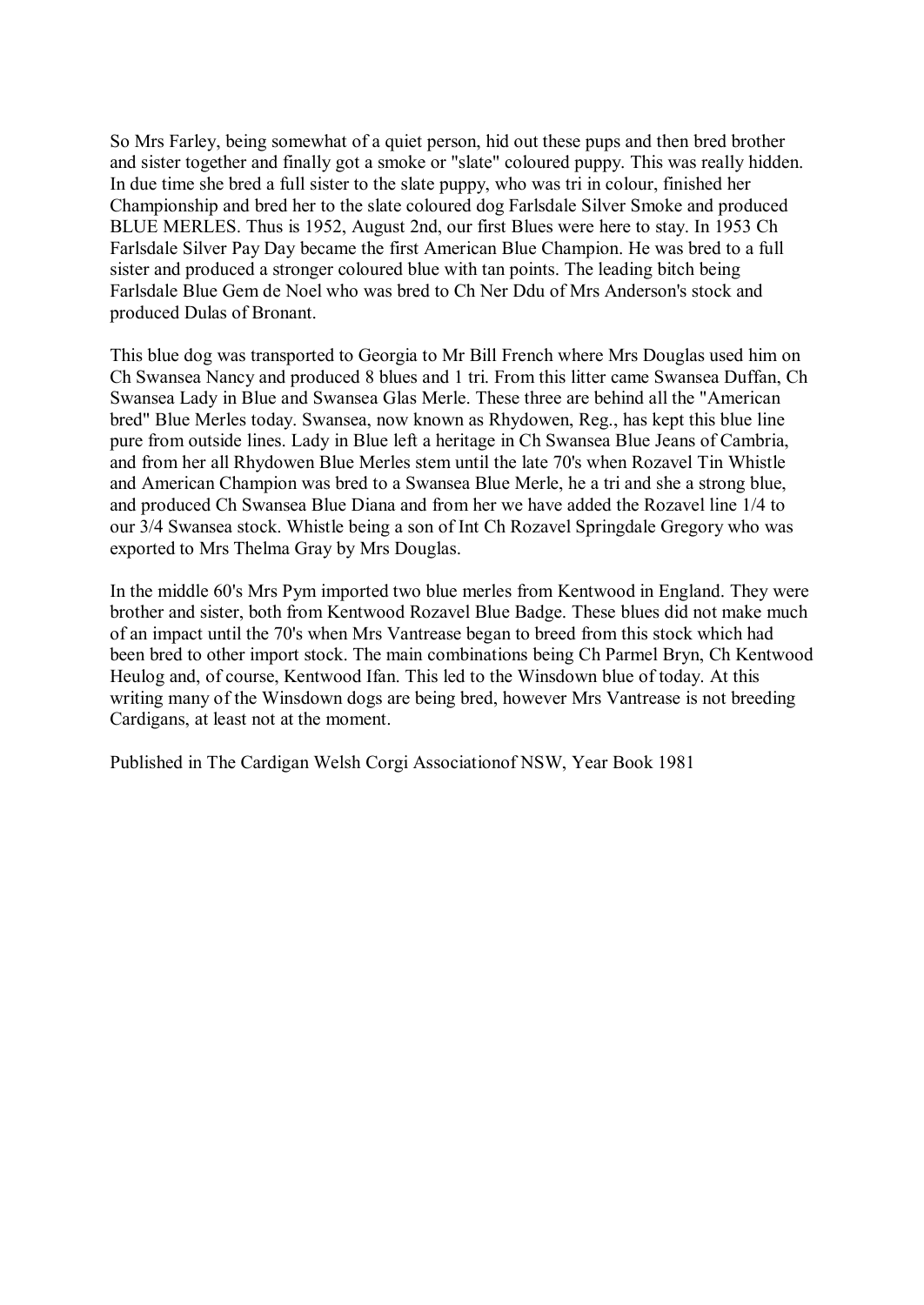So Mrs Farley, being somewhat of a quiet person, hid out these pups and then bred brother and sister together and finally got a smoke or "slate" coloured puppy. This was really hidden. In due time she bred a full sister to the slate puppy, who was tri in colour, finished her Championship and bred her to the slate coloured dog Farlsdale Silver Smoke and produced BLUE MERLES. Thus is 1952, August 2nd, our first Blues were here to stay. In 1953 Ch Farlsdale Silver Pay Day became the first American Blue Champion. He was bred to a full sister and produced a stronger coloured blue with tan points. The leading bitch being Farlsdale Blue Gem de Noel who was bred to Ch Ner Ddu of Mrs Anderson's stock and produced Dulas of Bronant.

This blue dog was transported to Georgia to Mr Bill French where Mrs Douglas used him on Ch Swansea Nancy and produced 8 blues and 1 tri. From this litter came Swansea Duffan, Ch Swansea Lady in Blue and Swansea Glas Merle. These three are behind all the "American bred" Blue Merles today. Swansea, now known as Rhydowen, Reg., has kept this blue line pure from outside lines. Lady in Blue left a heritage in Ch Swansea Blue Jeans of Cambria, and from her all Rhydowen Blue Merles stem until the late 70's when Rozavel Tin Whistle and American Champion was bred to a Swansea Blue Merle, he a tri and she a strong blue, and produced Ch Swansea Blue Diana and from her we have added the Rozavel line 1/4 to our 3/4 Swansea stock. Whistle being a son of Int Ch Rozavel Springdale Gregory who was exported to Mrs Thelma Gray by Mrs Douglas.

In the middle 60's Mrs Pym imported two blue merles from Kentwood in England. They were brother and sister, both from Kentwood Rozavel Blue Badge. These blues did not make much of an impact until the 70's when Mrs Vantrease began to breed from this stock which had been bred to other import stock. The main combinations being Ch Parmel Bryn, Ch Kentwood Heulog and, of course, Kentwood Ifan. This led to the Winsdown blue of today. At this writing many of the Winsdown dogs are being bred, however Mrs Vantrease is not breeding Cardigans, at least not at the moment.

Published in The Cardigan Welsh Corgi Associationof NSW, Year Book 1981